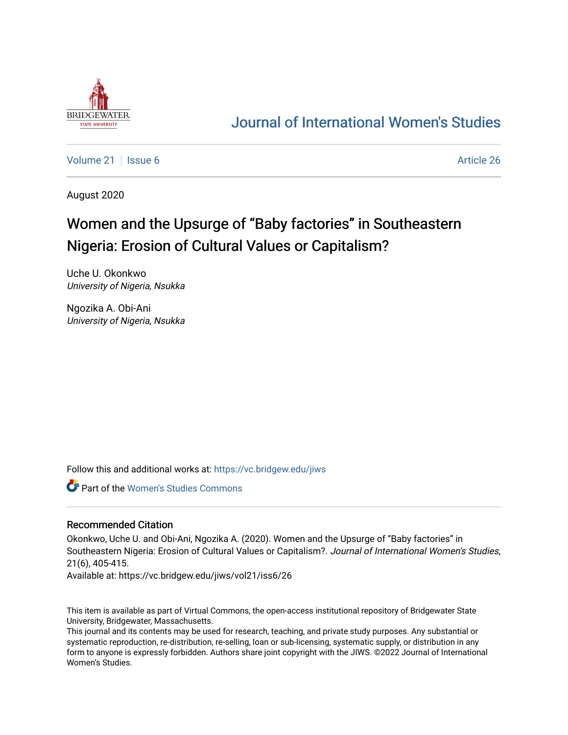Journal of International Women's Studies

Volume 21 | Issue 6 Article 26

August 2020

# Women and the Upsurge of “Baby factories” in Southeastern Nigeria: Erosion of Cultural Values or Capitalism?

Uche U. Okonkwo
*University of Nigeria, Nsukka*

Ngozika A. Obi-Ani
*University of Nigeria, Nsukka*

Follow this and additional works at: https://vc.bridgew.edu/jiws

Part of the Women's Studies Commons

## Recommended Citation

Okonkwo, Uche U. and Obi-Ani, Ngozika A. (2020). Women and the Upsurge of “Baby factories” in Southeastern Nigeria: Erosion of Cultural Values or Capitalism?. *Journal of International Women's Studies*, 21(6), 405-415.
Available at: https://vc.bridgew.edu/jiws/vol21/iss6/26

This item is available as part of Virtual Commons, the open-access institutional repository of Bridgewater State University, Bridgewater, Massachusetts.
This journal and its contents may be used for research, teaching, and private study purposes. Any substantial or systematic reproduction, re-distribution, re-selling, loan or sub-licensing, systematic supply, or distribution in any form to anyone is expressly forbidden. Authors share joint copyright with the JIWS. ©2022 Journal of International Women's Studies.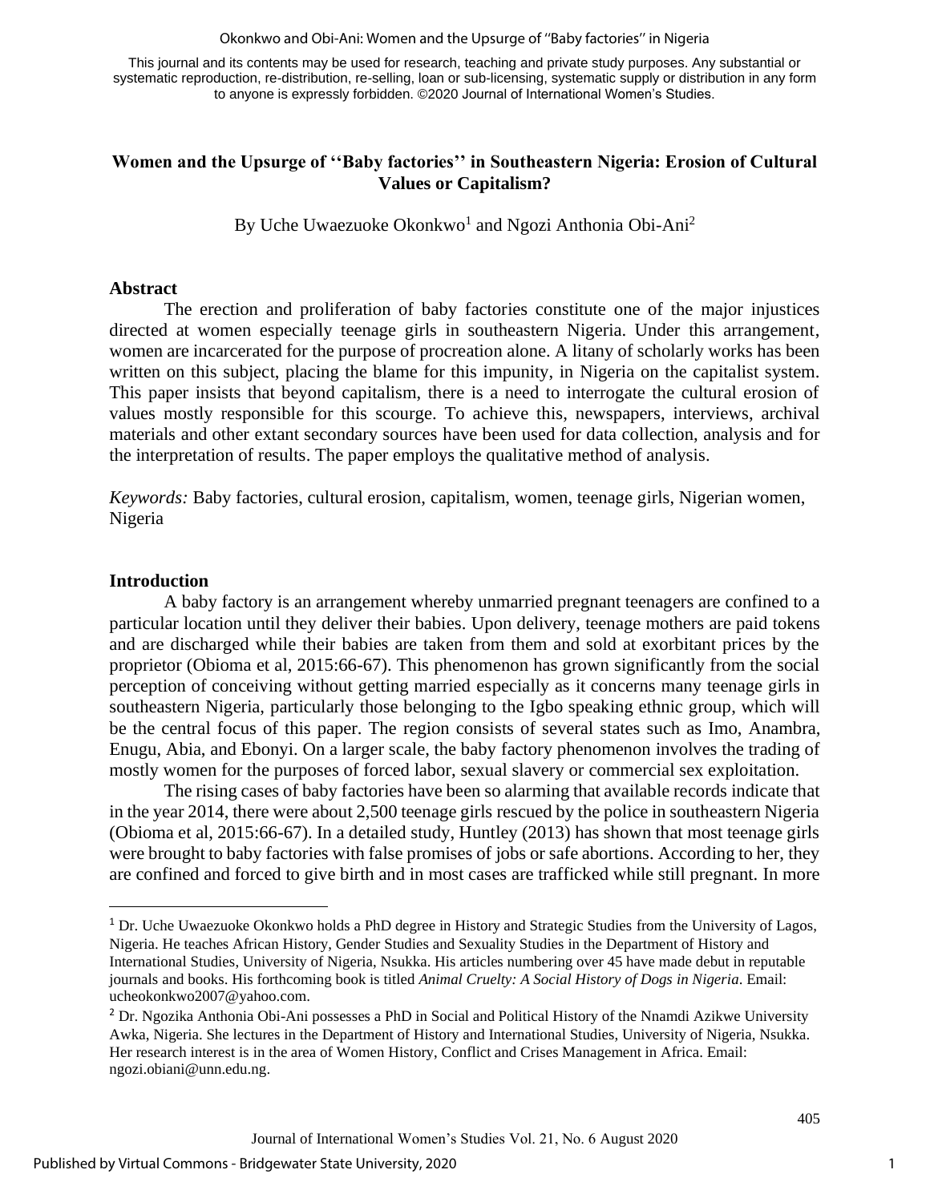This journal and its contents may be used for research, teaching and private study purposes. Any substantial or systematic reproduction, re-distribution, re-selling, loan or sub-licensing, systematic supply or distribution in any form to anyone is expressly forbidden. ©2020 Journal of International Women's Studies.

# Women and the Upsurge of ''Baby factories'' in Southeastern Nigeria: Erosion of Cultural Values or Capitalism?

By Uche Uwaezuoke Okonkwo[1] and Ngozi Anthonia Obi-Ani[2]

## Abstract

The erection and proliferation of baby factories constitute one of the major injustices directed at women especially teenage girls in southeastern Nigeria. Under this arrangement, women are incarcerated for the purpose of procreation alone. A litany of scholarly works has been written on this subject, placing the blame for this impunity, in Nigeria on the capitalist system. This paper insists that beyond capitalism, there is a need to interrogate the cultural erosion of values mostly responsible for this scourge. To achieve this, newspapers, interviews, archival materials and other extant secondary sources have been used for data collection, analysis and for the interpretation of results. The paper employs the qualitative method of analysis.

*Keywords:* Baby factories, cultural erosion, capitalism, women, teenage girls, Nigerian women, Nigeria

## Introduction

A baby factory is an arrangement whereby unmarried pregnant teenagers are confined to a particular location until they deliver their babies. Upon delivery, teenage mothers are paid tokens and are discharged while their babies are taken from them and sold at exorbitant prices by the proprietor (Obioma et al, 2015:66-67). This phenomenon has grown significantly from the social perception of conceiving without getting married especially as it concerns many teenage girls in southeastern Nigeria, particularly those belonging to the Igbo speaking ethnic group, which will be the central focus of this paper. The region consists of several states such as Imo, Anambra, Enugu, Abia, and Ebonyi. On a larger scale, the baby factory phenomenon involves the trading of mostly women for the purposes of forced labor, sexual slavery or commercial sex exploitation.

The rising cases of baby factories have been so alarming that available records indicate that in the year 2014, there were about 2,500 teenage girls rescued by the police in southeastern Nigeria (Obioma et al, 2015:66-67). In a detailed study, Huntley (2013) has shown that most teenage girls were brought to baby factories with false promises of jobs or safe abortions. According to her, they are confined and forced to give birth and in most cases are trafficked while still pregnant. In more

---

[1] Dr. Uche Uwaezuoke Okonkwo holds a PhD degree in History and Strategic Studies from the University of Lagos, Nigeria. He teaches African History, Gender Studies and Sexuality Studies in the Department of History and International Studies, University of Nigeria, Nsukka. His articles numbering over 45 have made debut in reputable journals and books. His forthcoming book is titled *Animal Cruelty: A Social History of Dogs in Nigeria*. Email: ucheokonkwo2007@yahoo.com.

[2] Dr. Ngozika Anthonia Obi-Ani possesses a PhD in Social and Political History of the Nnamdi Azikwe University Awka, Nigeria. She lectures in the Department of History and International Studies, University of Nigeria, Nsukka. Her research interest is in the area of Women History, Conflict and Crises Management in Africa. Email: ngozi.obiani@unn.edu.ng.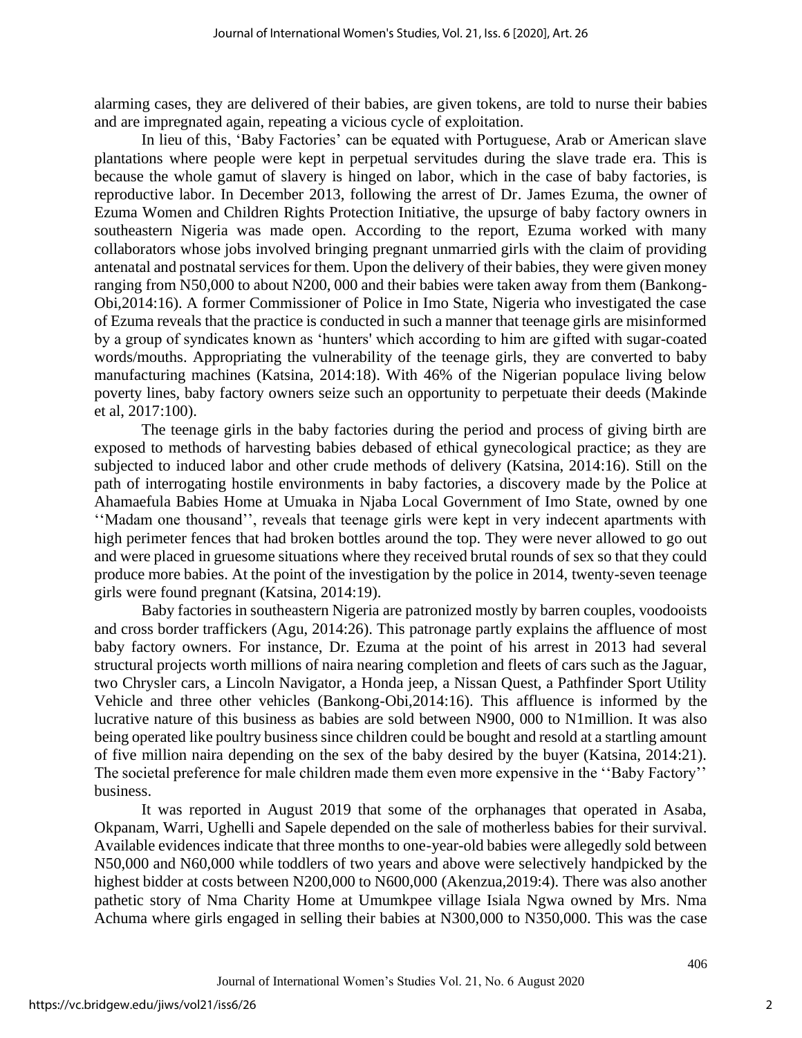alarming cases, they are delivered of their babies, are given tokens, are told to nurse their babies and are impregnated again, repeating a vicious cycle of exploitation.

In lieu of this, 'Baby Factories' can be equated with Portuguese, Arab or American slave plantations where people were kept in perpetual servitudes during the slave trade era. This is because the whole gamut of slavery is hinged on labor, which in the case of baby factories, is reproductive labor. In December 2013, following the arrest of Dr. James Ezuma, the owner of Ezuma Women and Children Rights Protection Initiative, the upsurge of baby factory owners in southeastern Nigeria was made open. According to the report, Ezuma worked with many collaborators whose jobs involved bringing pregnant unmarried girls with the claim of providing antenatal and postnatal services for them. Upon the delivery of their babies, they were given money ranging from N50,000 to about N200, 000 and their babies were taken away from them (Bankong-Obi,2014:16). A former Commissioner of Police in Imo State, Nigeria who investigated the case of Ezuma reveals that the practice is conducted in such a manner that teenage girls are misinformed by a group of syndicates known as 'hunters' which according to him are gifted with sugar-coated words/mouths. Appropriating the vulnerability of the teenage girls, they are converted to baby manufacturing machines (Katsina, 2014:18). With 46% of the Nigerian populace living below poverty lines, baby factory owners seize such an opportunity to perpetuate their deeds (Makinde et al, 2017:100).

The teenage girls in the baby factories during the period and process of giving birth are exposed to methods of harvesting babies debased of ethical gynecological practice; as they are subjected to induced labor and other crude methods of delivery (Katsina, 2014:16). Still on the path of interrogating hostile environments in baby factories, a discovery made by the Police at Ahamaefula Babies Home at Umuaka in Njaba Local Government of Imo State, owned by one ''Madam one thousand'', reveals that teenage girls were kept in very indecent apartments with high perimeter fences that had broken bottles around the top. They were never allowed to go out and were placed in gruesome situations where they received brutal rounds of sex so that they could produce more babies. At the point of the investigation by the police in 2014, twenty-seven teenage girls were found pregnant (Katsina, 2014:19).

Baby factories in southeastern Nigeria are patronized mostly by barren couples, voodooists and cross border traffickers (Agu, 2014:26). This patronage partly explains the affluence of most baby factory owners. For instance, Dr. Ezuma at the point of his arrest in 2013 had several structural projects worth millions of naira nearing completion and fleets of cars such as the Jaguar, two Chrysler cars, a Lincoln Navigator, a Honda jeep, a Nissan Quest, a Pathfinder Sport Utility Vehicle and three other vehicles (Bankong-Obi,2014:16). This affluence is informed by the lucrative nature of this business as babies are sold between N900, 000 to N1million. It was also being operated like poultry business since children could be bought and resold at a startling amount of five million naira depending on the sex of the baby desired by the buyer (Katsina, 2014:21). The societal preference for male children made them even more expensive in the ''Baby Factory'' business.

It was reported in August 2019 that some of the orphanages that operated in Asaba, Okpanam, Warri, Ughelli and Sapele depended on the sale of motherless babies for their survival. Available evidences indicate that three months to one-year-old babies were allegedly sold between N50,000 and N60,000 while toddlers of two years and above were selectively handpicked by the highest bidder at costs between N200,000 to N600,000 (Akenzua,2019:4). There was also another pathetic story of Nma Charity Home at Umumkpee village Isiala Ngwa owned by Mrs. Nma Achuma where girls engaged in selling their babies at N300,000 to N350,000. This was the case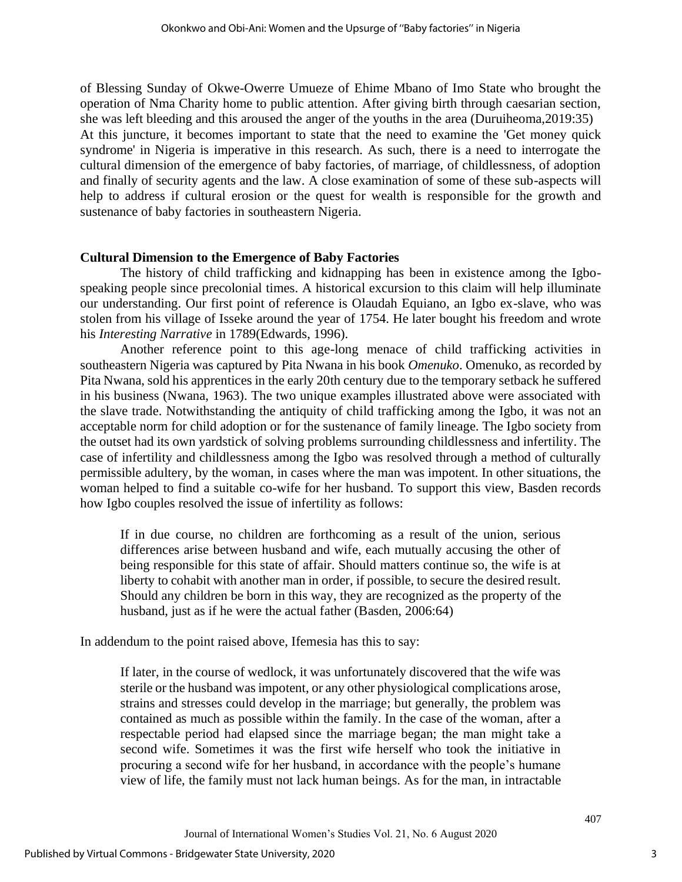of Blessing Sunday of Okwe-Owerre Umueze of Ehime Mbano of Imo State who brought the operation of Nma Charity home to public attention. After giving birth through caesarian section, she was left bleeding and this aroused the anger of the youths in the area (Duruiheoma,2019:35) At this juncture, it becomes important to state that the need to examine the 'Get money quick syndrome' in Nigeria is imperative in this research. As such, there is a need to interrogate the cultural dimension of the emergence of baby factories, of marriage, of childlessness, of adoption and finally of security agents and the law. A close examination of some of these sub-aspects will help to address if cultural erosion or the quest for wealth is responsible for the growth and sustenance of baby factories in southeastern Nigeria.

**Cultural Dimension to the Emergence of Baby Factories**

The history of child trafficking and kidnapping has been in existence among the Igbo-speaking people since precolonial times. A historical excursion to this claim will help illuminate our understanding. Our first point of reference is Olaudah Equiano, an Igbo ex-slave, who was stolen from his village of Isseke around the year of 1754. He later bought his freedom and wrote his *Interesting Narrative* in 1789(Edwards, 1996).

Another reference point to this age-long menace of child trafficking activities in southeastern Nigeria was captured by Pita Nwana in his book *Omenuko*. Omenuko, as recorded by Pita Nwana, sold his apprentices in the early 20th century due to the temporary setback he suffered in his business (Nwana, 1963). The two unique examples illustrated above were associated with the slave trade. Notwithstanding the antiquity of child trafficking among the Igbo, it was not an acceptable norm for child adoption or for the sustenance of family lineage. The Igbo society from the outset had its own yardstick of solving problems surrounding childlessness and infertility. The case of infertility and childlessness among the Igbo was resolved through a method of culturally permissible adultery, by the woman, in cases where the man was impotent. In other situations, the woman helped to find a suitable co-wife for her husband. To support this view, Basden records how Igbo couples resolved the issue of infertility as follows:

> If in due course, no children are forthcoming as a result of the union, serious differences arise between husband and wife, each mutually accusing the other of being responsible for this state of affair. Should matters continue so, the wife is at liberty to cohabit with another man in order, if possible, to secure the desired result. Should any children be born in this way, they are recognized as the property of the husband, just as if he were the actual father (Basden, 2006:64)

In addendum to the point raised above, Ifemesia has this to say:

> If later, in the course of wedlock, it was unfortunately discovered that the wife was sterile or the husband was impotent, or any other physiological complications arose, strains and stresses could develop in the marriage; but generally, the problem was contained as much as possible within the family. In the case of the woman, after a respectable period had elapsed since the marriage began; the man might take a second wife. Sometimes it was the first wife herself who took the initiative in procuring a second wife for her husband, in accordance with the people's humane view of life, the family must not lack human beings. As for the man, in intractable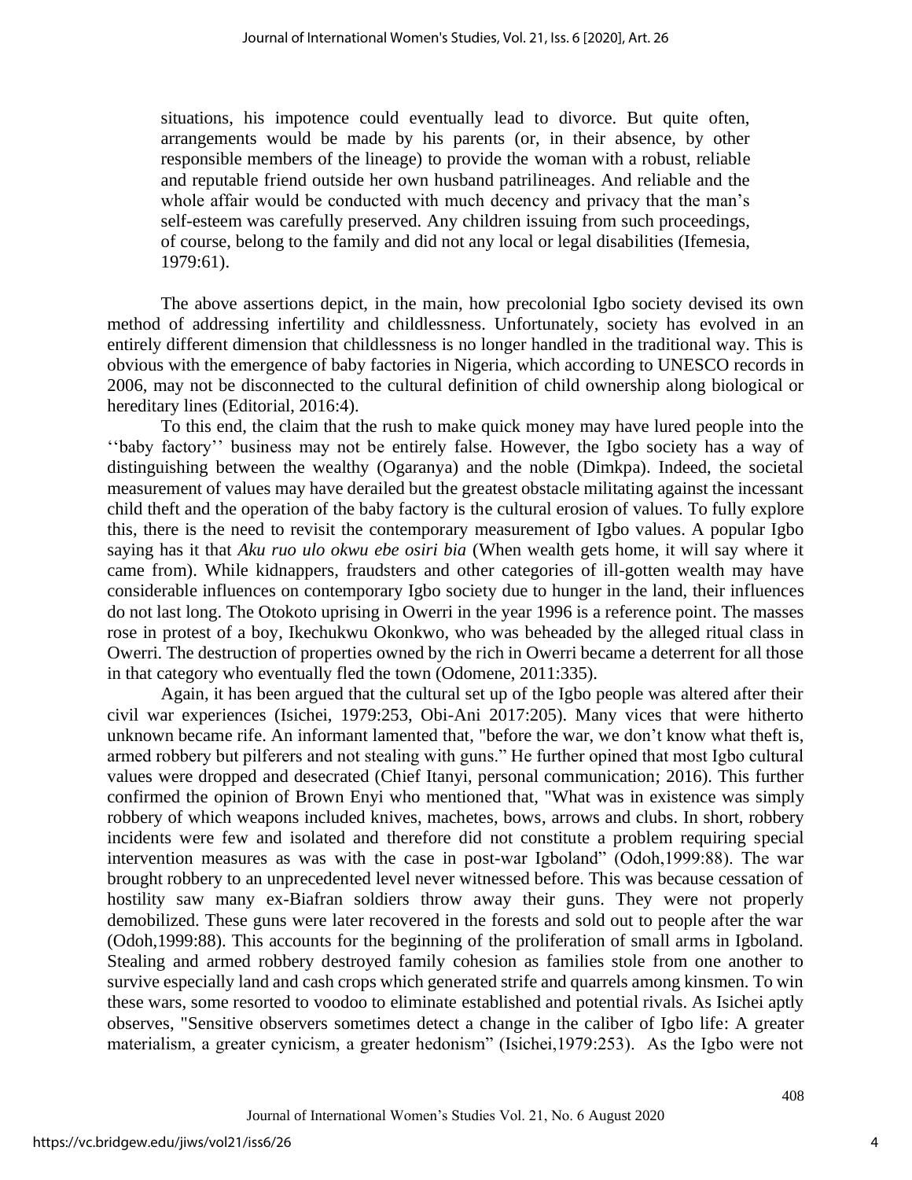> situations, his impotence could eventually lead to divorce. But quite often, arrangements would be made by his parents (or, in their absence, by other responsible members of the lineage) to provide the woman with a robust, reliable and reputable friend outside her own husband patrilineages. And reliable and the whole affair would be conducted with much decency and privacy that the man's self-esteem was carefully preserved. Any children issuing from such proceedings, of course, belong to the family and did not any local or legal disabilities (Ifemesia, 1979:61).

The above assertions depict, in the main, how precolonial Igbo society devised its own method of addressing infertility and childlessness. Unfortunately, society has evolved in an entirely different dimension that childlessness is no longer handled in the traditional way. This is obvious with the emergence of baby factories in Nigeria, which according to UNESCO records in 2006, may not be disconnected to the cultural definition of child ownership along biological or hereditary lines (Editorial, 2016:4).

To this end, the claim that the rush to make quick money may have lured people into the ''baby factory'' business may not be entirely false. However, the Igbo society has a way of distinguishing between the wealthy (Ogaranya) and the noble (Dimkpa). Indeed, the societal measurement of values may have derailed but the greatest obstacle militating against the incessant child theft and the operation of the baby factory is the cultural erosion of values. To fully explore this, there is the need to revisit the contemporary measurement of Igbo values. A popular Igbo saying has it that *Aku ruo ulo okwu ebe osiri bia* (When wealth gets home, it will say where it came from). While kidnappers, fraudsters and other categories of ill-gotten wealth may have considerable influences on contemporary Igbo society due to hunger in the land, their influences do not last long. The Otokoto uprising in Owerri in the year 1996 is a reference point. The masses rose in protest of a boy, Ikechukwu Okonkwo, who was beheaded by the alleged ritual class in Owerri. The destruction of properties owned by the rich in Owerri became a deterrent for all those in that category who eventually fled the town (Odomene, 2011:335).

Again, it has been argued that the cultural set up of the Igbo people was altered after their civil war experiences (Isichei, 1979:253, Obi-Ani 2017:205). Many vices that were hitherto unknown became rife. An informant lamented that, "before the war, we don't know what theft is, armed robbery but pilferers and not stealing with guns." He further opined that most Igbo cultural values were dropped and desecrated (Chief Itanyi, personal communication; 2016). This further confirmed the opinion of Brown Enyi who mentioned that, "What was in existence was simply robbery of which weapons included knives, machetes, bows, arrows and clubs. In short, robbery incidents were few and isolated and therefore did not constitute a problem requiring special intervention measures as was with the case in post-war Igboland" (Odoh,1999:88). The war brought robbery to an unprecedented level never witnessed before. This was because cessation of hostility saw many ex-Biafran soldiers throw away their guns. They were not properly demobilized. These guns were later recovered in the forests and sold out to people after the war (Odoh,1999:88). This accounts for the beginning of the proliferation of small arms in Igboland. Stealing and armed robbery destroyed family cohesion as families stole from one another to survive especially land and cash crops which generated strife and quarrels among kinsmen. To win these wars, some resorted to voodoo to eliminate established and potential rivals. As Isichei aptly observes, "Sensitive observers sometimes detect a change in the caliber of Igbo life: A greater materialism, a greater cynicism, a greater hedonism" (Isichei,1979:253). As the Igbo were not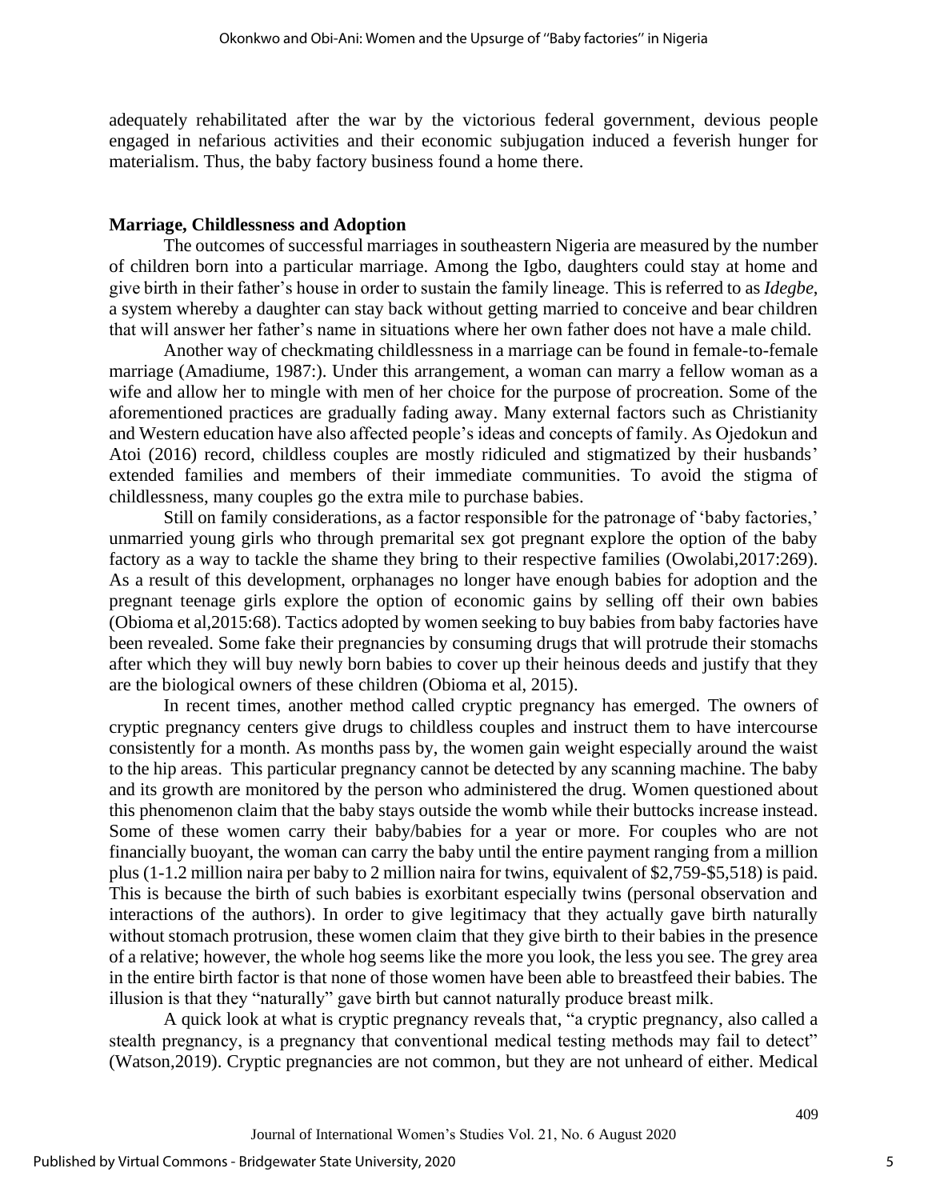adequately rehabilitated after the war by the victorious federal government, devious people engaged in nefarious activities and their economic subjugation induced a feverish hunger for materialism. Thus, the baby factory business found a home there.

## Marriage, Childlessness and Adoption

The outcomes of successful marriages in southeastern Nigeria are measured by the number of children born into a particular marriage. Among the Igbo, daughters could stay at home and give birth in their father's house in order to sustain the family lineage. This is referred to as *Idegbe*, a system whereby a daughter can stay back without getting married to conceive and bear children that will answer her father's name in situations where her own father does not have a male child.

Another way of checkmating childlessness in a marriage can be found in female-to-female marriage (Amadiume, 1987:). Under this arrangement, a woman can marry a fellow woman as a wife and allow her to mingle with men of her choice for the purpose of procreation. Some of the aforementioned practices are gradually fading away. Many external factors such as Christianity and Western education have also affected people's ideas and concepts of family. As Ojedokun and Atoi (2016) record, childless couples are mostly ridiculed and stigmatized by their husbands' extended families and members of their immediate communities. To avoid the stigma of childlessness, many couples go the extra mile to purchase babies.

Still on family considerations, as a factor responsible for the patronage of 'baby factories,' unmarried young girls who through premarital sex got pregnant explore the option of the baby factory as a way to tackle the shame they bring to their respective families (Owolabi,2017:269). As a result of this development, orphanages no longer have enough babies for adoption and the pregnant teenage girls explore the option of economic gains by selling off their own babies (Obioma et al,2015:68). Tactics adopted by women seeking to buy babies from baby factories have been revealed. Some fake their pregnancies by consuming drugs that will protrude their stomachs after which they will buy newly born babies to cover up their heinous deeds and justify that they are the biological owners of these children (Obioma et al, 2015).

In recent times, another method called cryptic pregnancy has emerged. The owners of cryptic pregnancy centers give drugs to childless couples and instruct them to have intercourse consistently for a month. As months pass by, the women gain weight especially around the waist to the hip areas. This particular pregnancy cannot be detected by any scanning machine. The baby and its growth are monitored by the person who administered the drug. Women questioned about this phenomenon claim that the baby stays outside the womb while their buttocks increase instead. Some of these women carry their baby/babies for a year or more. For couples who are not financially buoyant, the woman can carry the baby until the entire payment ranging from a million plus (1-1.2 million naira per baby to 2 million naira for twins, equivalent of $2,759-$5,518) is paid. This is because the birth of such babies is exorbitant especially twins (personal observation and interactions of the authors). In order to give legitimacy that they actually gave birth naturally without stomach protrusion, these women claim that they give birth to their babies in the presence of a relative; however, the whole hog seems like the more you look, the less you see. The grey area in the entire birth factor is that none of those women have been able to breastfeed their babies. The illusion is that they "naturally" gave birth but cannot naturally produce breast milk.

A quick look at what is cryptic pregnancy reveals that, "a cryptic pregnancy, also called a stealth pregnancy, is a pregnancy that conventional medical testing methods may fail to detect" (Watson,2019). Cryptic pregnancies are not common, but they are not unheard of either. Medical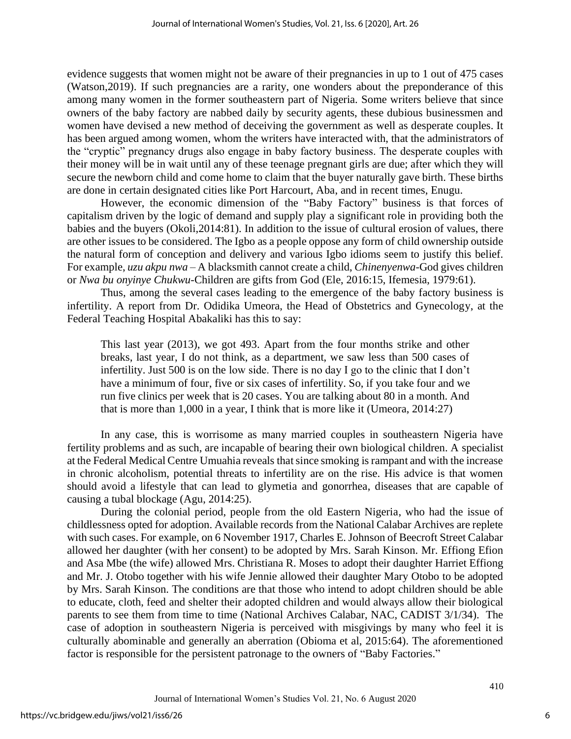evidence suggests that women might not be aware of their pregnancies in up to 1 out of 475 cases (Watson,2019). If such pregnancies are a rarity, one wonders about the preponderance of this among many women in the former southeastern part of Nigeria. Some writers believe that since owners of the baby factory are nabbed daily by security agents, these dubious businessmen and women have devised a new method of deceiving the government as well as desperate couples. It has been argued among women, whom the writers have interacted with, that the administrators of the "cryptic" pregnancy drugs also engage in baby factory business. The desperate couples with their money will be in wait until any of these teenage pregnant girls are due; after which they will secure the newborn child and come home to claim that the buyer naturally gave birth. These births are done in certain designated cities like Port Harcourt, Aba, and in recent times, Enugu.

However, the economic dimension of the "Baby Factory" business is that forces of capitalism driven by the logic of demand and supply play a significant role in providing both the babies and the buyers (Okoli,2014:81). In addition to the issue of cultural erosion of values, there are other issues to be considered. The Igbo as a people oppose any form of child ownership outside the natural form of conception and delivery and various Igbo idioms seem to justify this belief. For example, *uzu akpu nwa* – A blacksmith cannot create a child, *Chinenyenwa*-God gives children or *Nwa bu onyinye Chukwu*-Children are gifts from God (Ele, 2016:15, Ifemesia, 1979:61).

Thus, among the several cases leading to the emergence of the baby factory business is infertility. A report from Dr. Odidika Umeora, the Head of Obstetrics and Gynecology, at the Federal Teaching Hospital Abakaliki has this to say:

> This last year (2013), we got 493. Apart from the four months strike and other breaks, last year, I do not think, as a department, we saw less than 500 cases of infertility. Just 500 is on the low side. There is no day I go to the clinic that I don't have a minimum of four, five or six cases of infertility. So, if you take four and we run five clinics per week that is 20 cases. You are talking about 80 in a month. And that is more than 1,000 in a year, I think that is more like it (Umeora, 2014:27)

In any case, this is worrisome as many married couples in southeastern Nigeria have fertility problems and as such, are incapable of bearing their own biological children. A specialist at the Federal Medical Centre Umuahia reveals that since smoking is rampant and with the increase in chronic alcoholism, potential threats to infertility are on the rise. His advice is that women should avoid a lifestyle that can lead to glymetia and gonorrhea, diseases that are capable of causing a tubal blockage (Agu, 2014:25).

During the colonial period, people from the old Eastern Nigeria, who had the issue of childlessness opted for adoption. Available records from the National Calabar Archives are replete with such cases. For example, on 6 November 1917, Charles E. Johnson of Beecroft Street Calabar allowed her daughter (with her consent) to be adopted by Mrs. Sarah Kinson. Mr. Effiong Efion and Asa Mbe (the wife) allowed Mrs. Christiana R. Moses to adopt their daughter Harriet Effiong and Mr. J. Otobo together with his wife Jennie allowed their daughter Mary Otobo to be adopted by Mrs. Sarah Kinson. The conditions are that those who intend to adopt children should be able to educate, cloth, feed and shelter their adopted children and would always allow their biological parents to see them from time to time (National Archives Calabar, NAC, CADIST 3/1/34). The case of adoption in southeastern Nigeria is perceived with misgivings by many who feel it is culturally abominable and generally an aberration (Obioma et al, 2015:64). The aforementioned factor is responsible for the persistent patronage to the owners of "Baby Factories."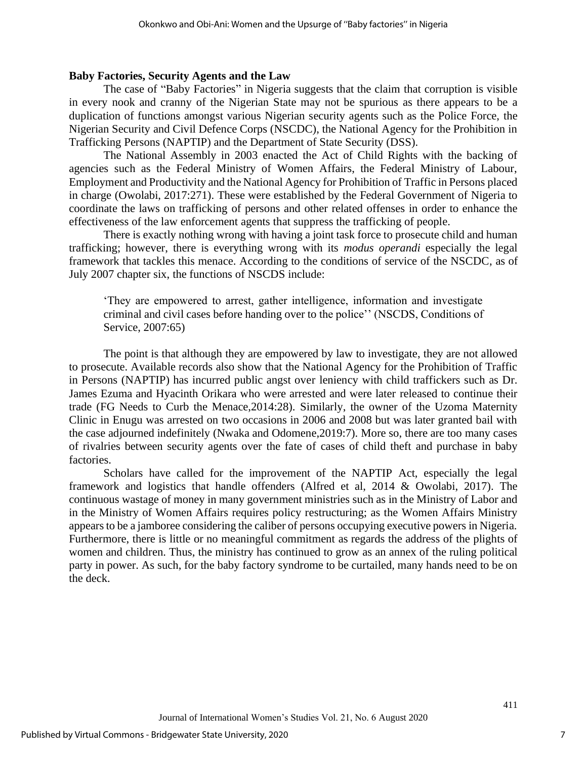### Baby Factories, Security Agents and the Law

The case of "Baby Factories" in Nigeria suggests that the claim that corruption is visible in every nook and cranny of the Nigerian State may not be spurious as there appears to be a duplication of functions amongst various Nigerian security agents such as the Police Force, the Nigerian Security and Civil Defence Corps (NSCDC), the National Agency for the Prohibition in Trafficking Persons (NAPTIP) and the Department of State Security (DSS).

The National Assembly in 2003 enacted the Act of Child Rights with the backing of agencies such as the Federal Ministry of Women Affairs, the Federal Ministry of Labour, Employment and Productivity and the National Agency for Prohibition of Traffic in Persons placed in charge (Owolabi, 2017:271). These were established by the Federal Government of Nigeria to coordinate the laws on trafficking of persons and other related offenses in order to enhance the effectiveness of the law enforcement agents that suppress the trafficking of people.

There is exactly nothing wrong with having a joint task force to prosecute child and human trafficking; however, there is everything wrong with its *modus operandi* especially the legal framework that tackles this menace. According to the conditions of service of the NSCDC, as of July 2007 chapter six, the functions of NSCDS include:

> 'They are empowered to arrest, gather intelligence, information and investigate criminal and civil cases before handing over to the police'' (NSCDS, Conditions of Service, 2007:65)

The point is that although they are empowered by law to investigate, they are not allowed to prosecute. Available records also show that the National Agency for the Prohibition of Traffic in Persons (NAPTIP) has incurred public angst over leniency with child traffickers such as Dr. James Ezuma and Hyacinth Orikara who were arrested and were later released to continue their trade (FG Needs to Curb the Menace,2014:28). Similarly, the owner of the Uzoma Maternity Clinic in Enugu was arrested on two occasions in 2006 and 2008 but was later granted bail with the case adjourned indefinitely (Nwaka and Odomene,2019:7). More so, there are too many cases of rivalries between security agents over the fate of cases of child theft and purchase in baby factories.

Scholars have called for the improvement of the NAPTIP Act, especially the legal framework and logistics that handle offenders (Alfred et al, 2014 & Owolabi, 2017). The continuous wastage of money in many government ministries such as in the Ministry of Labor and in the Ministry of Women Affairs requires policy restructuring; as the Women Affairs Ministry appears to be a jamboree considering the caliber of persons occupying executive powers in Nigeria. Furthermore, there is little or no meaningful commitment as regards the address of the plights of women and children. Thus, the ministry has continued to grow as an annex of the ruling political party in power. As such, for the baby factory syndrome to be curtailed, many hands need to be on the deck.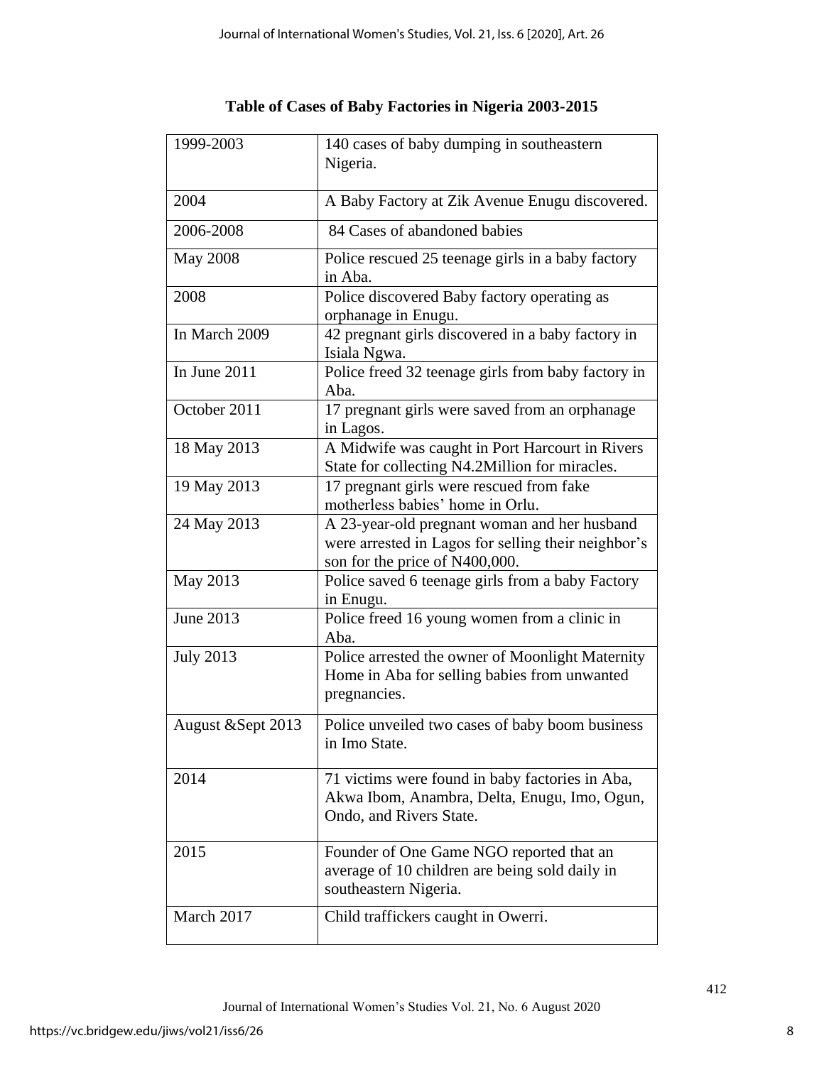**Table of Cases of Baby Factories in Nigeria 2003-2015**

| | |
|---|---|
| 1999-2003 | 140 cases of baby dumping in southeastern Nigeria. |
| 2004 | A Baby Factory at Zik Avenue Enugu discovered. |
| 2006-2008 | 84 Cases of abandoned babies |
| May 2008 | Police rescued 25 teenage girls in a baby factory in Aba. |
| 2008 | Police discovered Baby factory operating as orphanage in Enugu. |
| In March 2009 | 42 pregnant girls discovered in a baby factory in Isiala Ngwa. |
| In June 2011 | Police freed 32 teenage girls from baby factory in Aba. |
| October 2011 | 17 pregnant girls were saved from an orphanage in Lagos. |
| 18 May 2013 | A Midwife was caught in Port Harcourt in Rivers State for collecting N4.2Million for miracles. |
| 19 May 2013 | 17 pregnant girls were rescued from fake motherless babies' home in Orlu. |
| 24 May 2013 | A 23-year-old pregnant woman and her husband were arrested in Lagos for selling their neighbor's son for the price of N400,000. |
| May 2013 | Police saved 6 teenage girls from a baby Factory in Enugu. |
| June 2013 | Police freed 16 young women from a clinic in Aba. |
| July 2013 | Police arrested the owner of Moonlight Maternity Home in Aba for selling babies from unwanted pregnancies. |
| August &Sept 2013 | Police unveiled two cases of baby boom business in Imo State. |
| 2014 | 71 victims were found in baby factories in Aba, Akwa Ibom, Anambra, Delta, Enugu, Imo, Ogun, Ondo, and Rivers State. |
| 2015 | Founder of One Game NGO reported that an average of 10 children are being sold daily in southeastern Nigeria. |
| March 2017 | Child traffickers caught in Owerri. |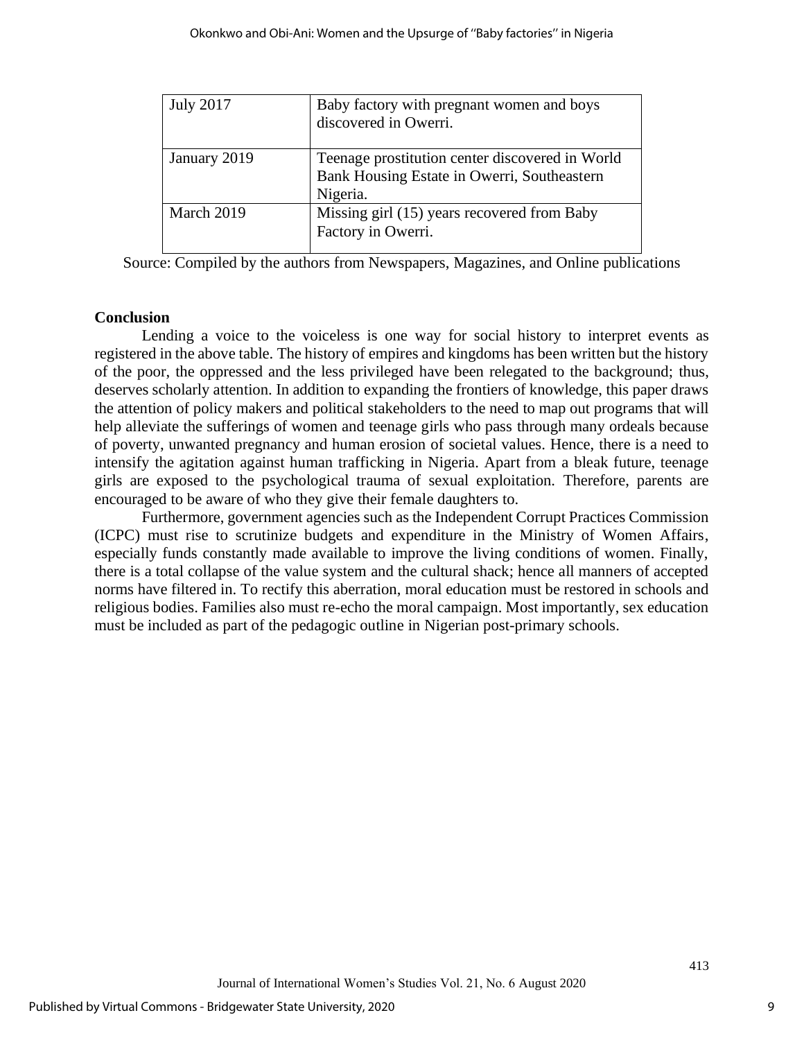| | |
|---|---|
| July 2017 | Baby factory with pregnant women and boys discovered in Owerri. |
| January 2019 | Teenage prostitution center discovered in World Bank Housing Estate in Owerri, Southeastern Nigeria. |
| March 2019 | Missing girl (15) years recovered from Baby Factory in Owerri. |

Source: Compiled by the authors from Newspapers, Magazines, and Online publications

**Conclusion**

Lending a voice to the voiceless is one way for social history to interpret events as registered in the above table. The history of empires and kingdoms has been written but the history of the poor, the oppressed and the less privileged have been relegated to the background; thus, deserves scholarly attention. In addition to expanding the frontiers of knowledge, this paper draws the attention of policy makers and political stakeholders to the need to map out programs that will help alleviate the sufferings of women and teenage girls who pass through many ordeals because of poverty, unwanted pregnancy and human erosion of societal values. Hence, there is a need to intensify the agitation against human trafficking in Nigeria. Apart from a bleak future, teenage girls are exposed to the psychological trauma of sexual exploitation. Therefore, parents are encouraged to be aware of who they give their female daughters to.

Furthermore, government agencies such as the Independent Corrupt Practices Commission (ICPC) must rise to scrutinize budgets and expenditure in the Ministry of Women Affairs, especially funds constantly made available to improve the living conditions of women. Finally, there is a total collapse of the value system and the cultural shack; hence all manners of accepted norms have filtered in. To rectify this aberration, moral education must be restored in schools and religious bodies. Families also must re-echo the moral campaign. Most importantly, sex education must be included as part of the pedagogic outline in Nigerian post-primary schools.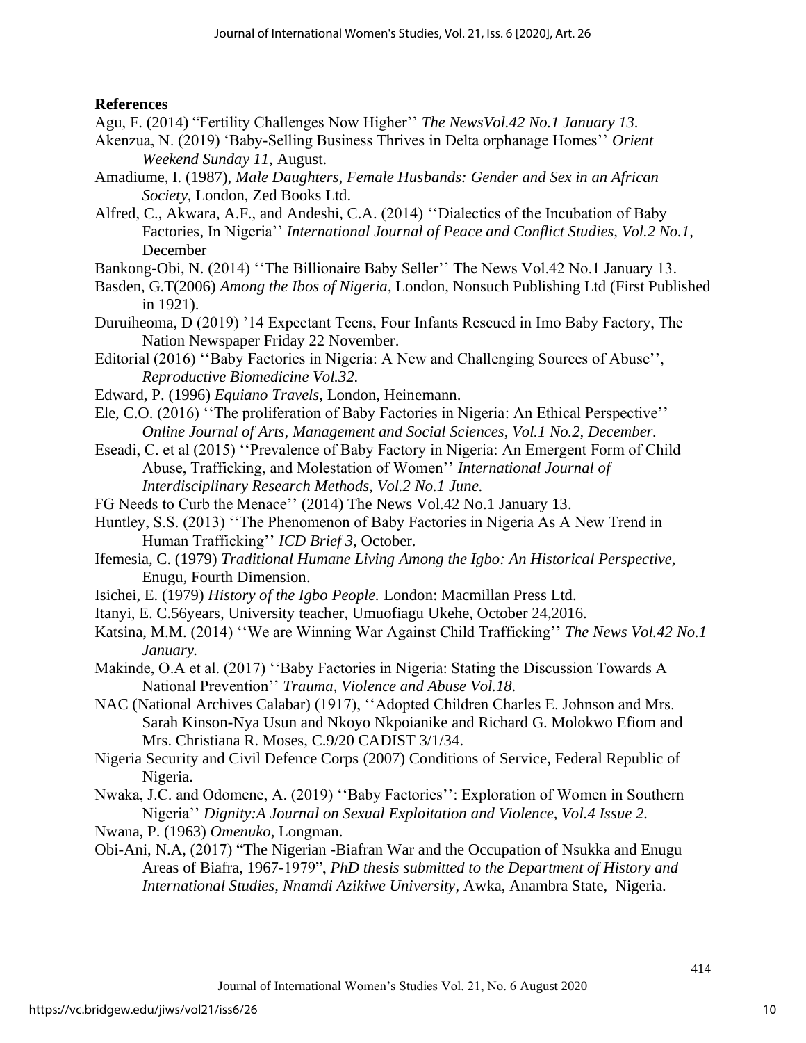**References**

Agu, F. (2014) "Fertility Challenges Now Higher'' *The NewsVol.42 No.1 January 13.*

Akenzua, N. (2019) 'Baby-Selling Business Thrives in Delta orphanage Homes'' *Orient Weekend Sunday 11*, August.

Amadiume, I. (1987), *Male Daughters, Female Husbands: Gender and Sex in an African Society*, London, Zed Books Ltd.

Alfred, C., Akwara, A.F., and Andeshi, C.A. (2014) ''Dialectics of the Incubation of Baby Factories, In Nigeria'' *International Journal of Peace and Conflict Studies, Vol.2 No.1*, December

Bankong-Obi, N. (2014) ''The Billionaire Baby Seller'' The News Vol.42 No.1 January 13.

Basden, G.T(2006) *Among the Ibos of Nigeria*, London, Nonsuch Publishing Ltd (First Published in 1921).

Duruiheoma, D (2019) '14 Expectant Teens, Four Infants Rescued in Imo Baby Factory, The Nation Newspaper Friday 22 November.

Editorial (2016) ''Baby Factories in Nigeria: A New and Challenging Sources of Abuse'', *Reproductive Biomedicine Vol.32.*

Edward, P. (1996) *Equiano Travels*, London, Heinemann.

Ele, C.O. (2016) ''The proliferation of Baby Factories in Nigeria: An Ethical Perspective'' *Online Journal of Arts, Management and Social Sciences, Vol.1 No.2, December.*

Eseadi, C. et al (2015) ''Prevalence of Baby Factory in Nigeria: An Emergent Form of Child Abuse, Trafficking, and Molestation of Women'' *International Journal of Interdisciplinary Research Methods, Vol.2 No.1 June.*

FG Needs to Curb the Menace'' (2014) The News Vol.42 No.1 January 13.

Huntley, S.S. (2013) ''The Phenomenon of Baby Factories in Nigeria As A New Trend in Human Trafficking'' *ICD Brief 3*, October.

Ifemesia, C. (1979) *Traditional Humane Living Among the Igbo: An Historical Perspective*, Enugu, Fourth Dimension.

Isichei, E. (1979) *History of the Igbo People.* London: Macmillan Press Ltd.

Itanyi, E. C.56years, University teacher, Umuofiagu Ukehe, October 24,2016.

Katsina, M.M. (2014) ''We are Winning War Against Child Trafficking'' *The News Vol.42 No.1 January.*

Makinde, O.A et al. (2017) ''Baby Factories in Nigeria: Stating the Discussion Towards A National Prevention'' *Trauma, Violence and Abuse Vol.18.*

NAC (National Archives Calabar) (1917), ''Adopted Children Charles E. Johnson and Mrs. Sarah Kinson-Nya Usun and Nkoyo Nkpoianike and Richard G. Molokwo Efiom and Mrs. Christiana R. Moses, C.9/20 CADIST 3/1/34.

Nigeria Security and Civil Defence Corps (2007) Conditions of Service, Federal Republic of Nigeria.

Nwaka, J.C. and Odomene, A. (2019) ''Baby Factories'': Exploration of Women in Southern Nigeria'' *Dignity:A Journal on Sexual Exploitation and Violence, Vol.4 Issue 2.*

Nwana, P. (1963) *Omenuko*, Longman.

Obi-Ani, N.A, (2017) "The Nigerian -Biafran War and the Occupation of Nsukka and Enugu Areas of Biafra, 1967-1979", *PhD thesis submitted to the Department of History and International Studies, Nnamdi Azikiwe University*, Awka, Anambra State, Nigeria.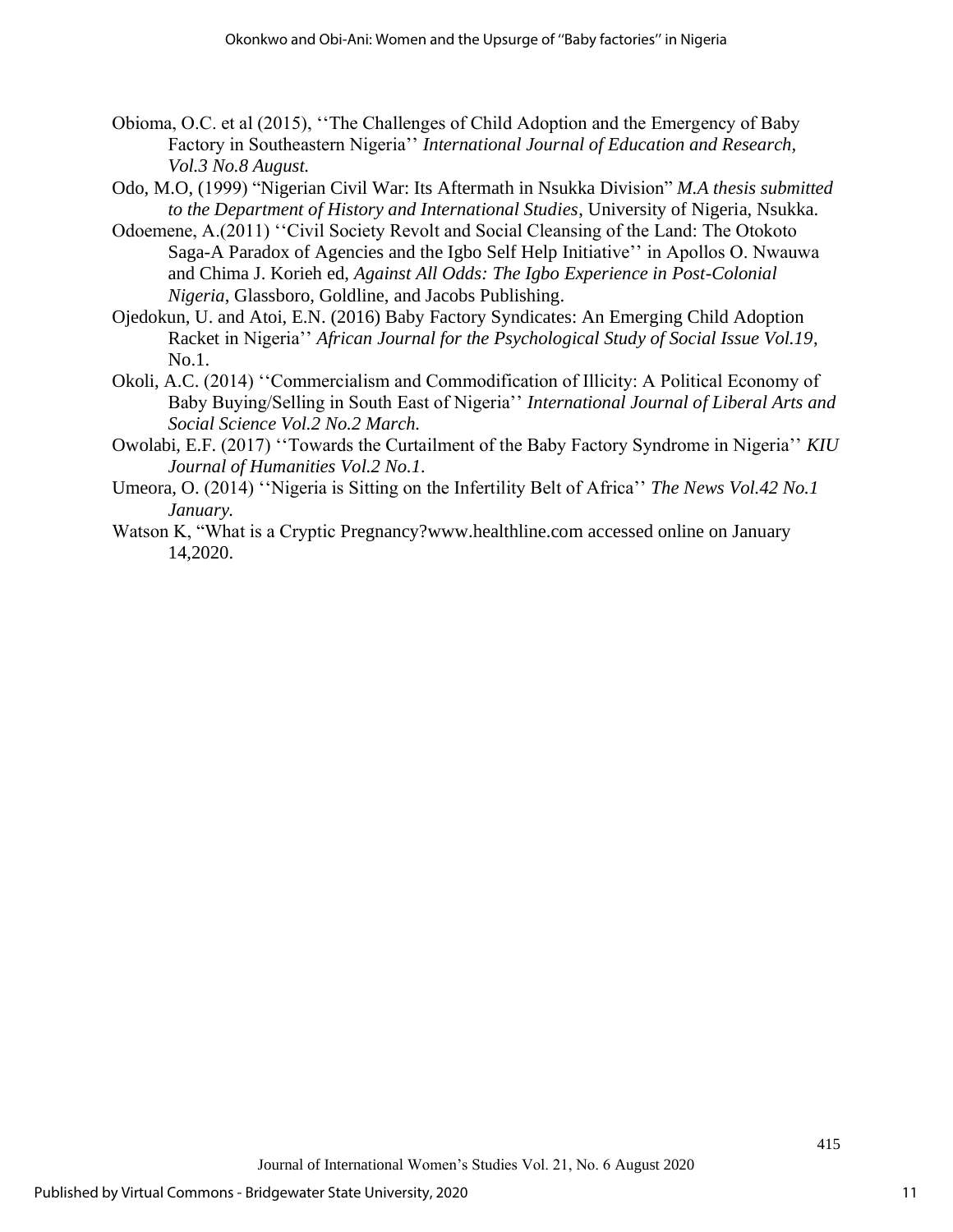Obioma, O.C. et al (2015), ''The Challenges of Child Adoption and the Emergency of Baby Factory in Southeastern Nigeria'' *International Journal of Education and Research, Vol.3 No.8 August.*

Odo, M.O, (1999) "Nigerian Civil War: Its Aftermath in Nsukka Division" *M.A thesis submitted to the Department of History and International Studies*, University of Nigeria, Nsukka.

Odoemene, A.(2011) ''Civil Society Revolt and Social Cleansing of the Land: The Otokoto Saga-A Paradox of Agencies and the Igbo Self Help Initiative'' in Apollos O. Nwauwa and Chima J. Korieh ed, *Against All Odds: The Igbo Experience in Post-Colonial Nigeria*, Glassboro, Goldline, and Jacobs Publishing.

Ojedokun, U. and Atoi, E.N. (2016) Baby Factory Syndicates: An Emerging Child Adoption Racket in Nigeria'' *African Journal for the Psychological Study of Social Issue Vol.19*, No.1.

Okoli, A.C. (2014) ''Commercialism and Commodification of Illicity: A Political Economy of Baby Buying/Selling in South East of Nigeria'' *International Journal of Liberal Arts and Social Science Vol.2 No.2 March.*

Owolabi, E.F. (2017) ''Towards the Curtailment of the Baby Factory Syndrome in Nigeria'' *KIU Journal of Humanities Vol.2 No.1*.

Umeora, O. (2014) ''Nigeria is Sitting on the Infertility Belt of Africa'' *The News Vol.42 No.1 January.*

Watson K, "What is a Cryptic Pregnancy?www.healthline.com accessed online on January 14,2020.